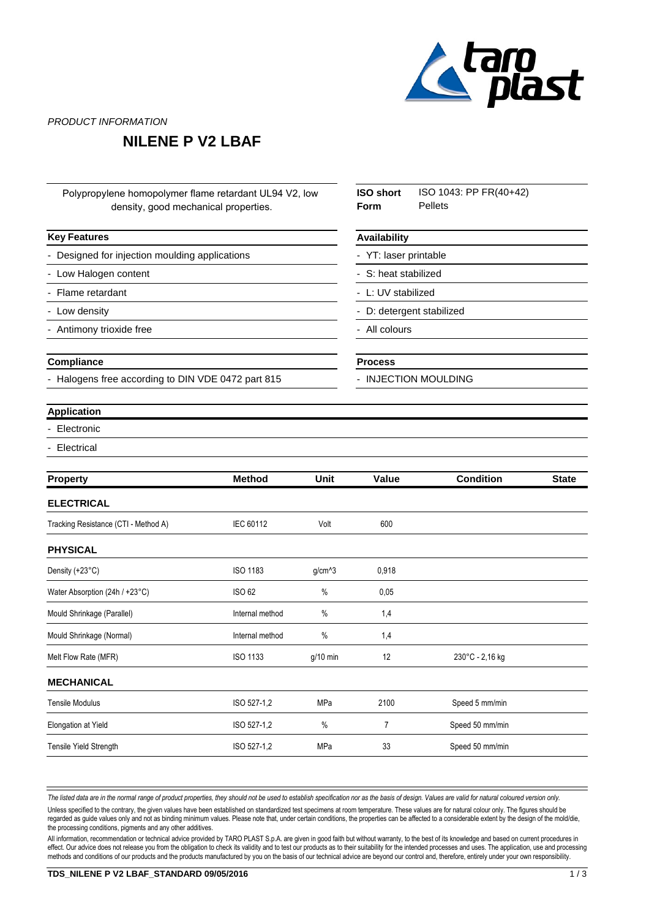*PRODUCT INFORMATION*

# NILENE P V2 LBAF

Polypropylene homopolymer flame retardant UL94 V2, low density, good mechanical properties.

**ISO short** ISO 1043: PP FR(40+42)
**Form** Pellets

**Key Features**

- Designed for injection moulding applications
- Low Halogen content
- Flame retardant
- Low density
- Antimony trioxide free

**Availability**

- YT: laser printable
- S: heat stabilized
- L: UV stabilized
- D: detergent stabilized
- All colours

**Compliance**

- Halogens free according to DIN VDE 0472 part 815

**Process**

- INJECTION MOULDING

**Application**

- Electronic
- Electrical

| Property | Method | Unit | Value | Condition | State |
|---|---|---|---|---|---|
| **ELECTRICAL** | | | | | |
| Tracking Resistance (CTI - Method A) | IEC 60112 | Volt | 600 | | |
| **PHYSICAL** | | | | | |
| Density (+23°C) | ISO 1183 | g/cm^3 | 0,918 | | |
| Water Absorption (24h / +23°C) | ISO 62 | % | 0,05 | | |
| Mould Shrinkage (Parallel) | Internal method | % | 1,4 | | |
| Mould Shrinkage (Normal) | Internal method | % | 1,4 | | |
| Melt Flow Rate (MFR) | ISO 1133 | g/10 min | 12 | 230°C - 2,16 kg | |
| **MECHANICAL** | | | | | |
| Tensile Modulus | ISO 527-1,2 | MPa | 2100 | Speed 5 mm/min | |
| Elongation at Yield | ISO 527-1,2 | % | 7 | Speed 50 mm/min | |
| Tensile Yield Strength | ISO 527-1,2 | MPa | 33 | Speed 50 mm/min | |

*The listed data are in the normal range of product properties, they should not be used to establish specification nor as the basis of design. Values are valid for natural coloured version only.*

Unless specified to the contrary, the given values have been established on standardized test specimens at room temperature. These values are for natural colour only. The figures should be regarded as guide values only and not as binding minimum values. Please note that, under certain conditions, the properties can be affected to a considerable extent by the design of the mold/die, the processing conditions, pigments and any other additives.

All information, recommendation or technical advice provided by TARO PLAST S.p.A. are given in good faith but without warranty, to the best of its knowledge and based on current procedures in effect. Our advice does not release you from the obligation to check its validity and to test our products as to their suitability for the intended processes and uses. The application, use and processing methods and conditions of our products and the products manufactured by you on the basis of our technical advice are beyond our control and, therefore, entirely under your own responsibility.

**TDS_NILENE P V2 LBAF_STANDARD 09/05/2016**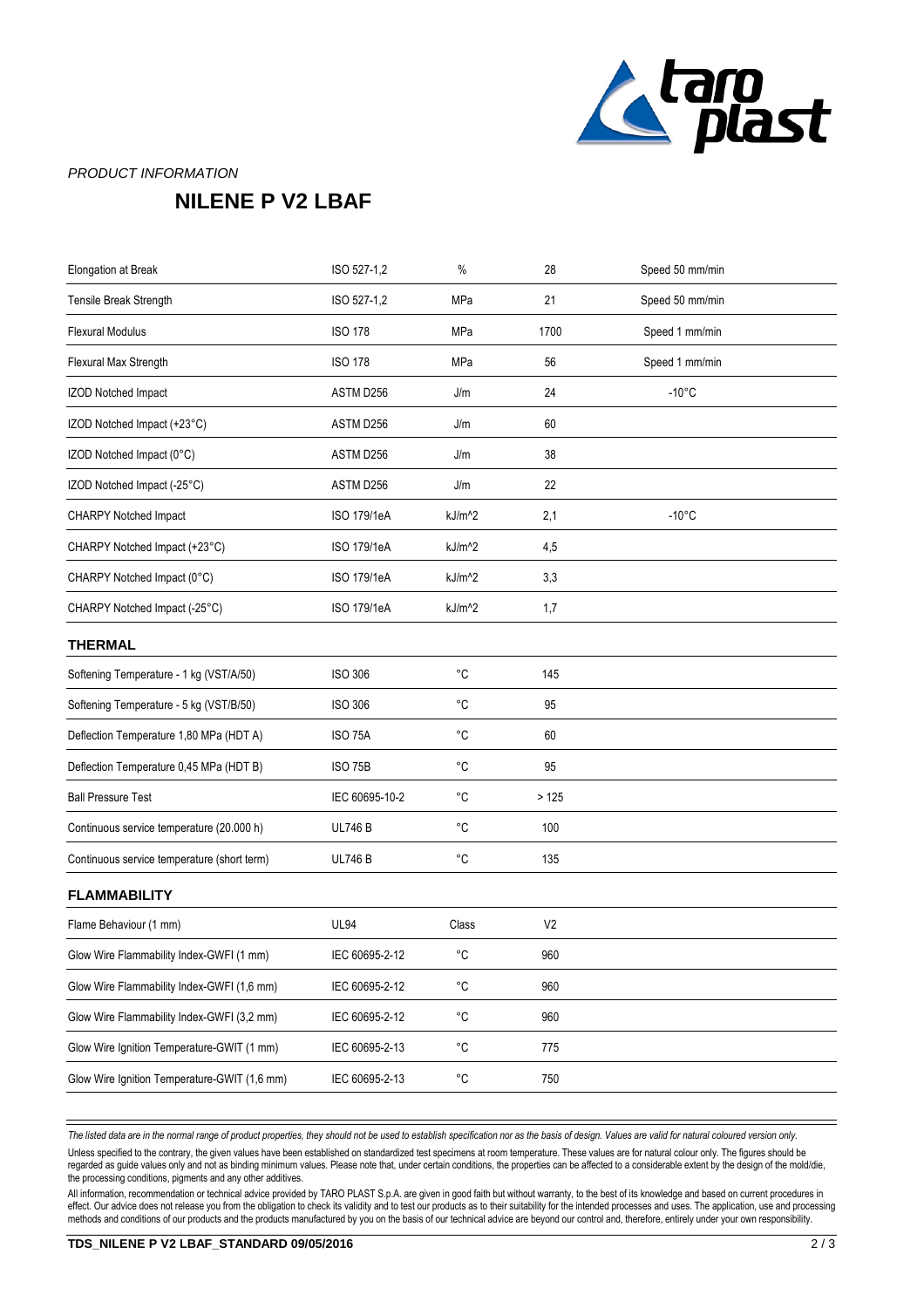*PRODUCT INFORMATION*

# NILENE P V2 LBAF

| | | | | |
|---|---|---|---|---|
| Elongation at Break | ISO 527-1,2 | % | 28 | Speed 50 mm/min |
| Tensile Break Strength | ISO 527-1,2 | MPa | 21 | Speed 50 mm/min |
| Flexural Modulus | ISO 178 | MPa | 1700 | Speed 1 mm/min |
| Flexural Max Strength | ISO 178 | MPa | 56 | Speed 1 mm/min |
| IZOD Notched Impact | ASTM D256 | J/m | 24 | -10°C |
| IZOD Notched Impact (+23°C) | ASTM D256 | J/m | 60 | |
| IZOD Notched Impact (0°C) | ASTM D256 | J/m | 38 | |
| IZOD Notched Impact (-25°C) | ASTM D256 | J/m | 22 | |
| CHARPY Notched Impact | ISO 179/1eA | kJ/m^2 | 2,1 | -10°C |
| CHARPY Notched Impact (+23°C) | ISO 179/1eA | kJ/m^2 | 4,5 | |
| CHARPY Notched Impact (0°C) | ISO 179/1eA | kJ/m^2 | 3,3 | |
| CHARPY Notched Impact (-25°C) | ISO 179/1eA | kJ/m^2 | 1,7 | |

## THERMAL

| | | | |
|---|---|---|---|
| Softening Temperature - 1 kg (VST/A/50) | ISO 306 | °C | 145 |
| Softening Temperature - 5 kg (VST/B/50) | ISO 306 | °C | 95 |
| Deflection Temperature 1,80 MPa (HDT A) | ISO 75A | °C | 60 |
| Deflection Temperature 0,45 MPa (HDT B) | ISO 75B | °C | 95 |
| Ball Pressure Test | IEC 60695-10-2 | °C | > 125 |
| Continuous service temperature (20.000 h) | UL746 B | °C | 100 |
| Continuous service temperature (short term) | UL746 B | °C | 135 |

## FLAMMABILITY

| | | | |
|---|---|---|---|
| Flame Behaviour (1 mm) | UL94 | Class | V2 |
| Glow Wire Flammability Index-GWFI (1 mm) | IEC 60695-2-12 | °C | 960 |
| Glow Wire Flammability Index-GWFI (1,6 mm) | IEC 60695-2-12 | °C | 960 |
| Glow Wire Flammability Index-GWFI (3,2 mm) | IEC 60695-2-12 | °C | 960 |
| Glow Wire Ignition Temperature-GWIT (1 mm) | IEC 60695-2-13 | °C | 775 |
| Glow Wire Ignition Temperature-GWIT (1,6 mm) | IEC 60695-2-13 | °C | 750 |

*The listed data are in the normal range of product properties, they should not be used to establish specification nor as the basis of design. Values are valid for natural coloured version only.*

Unless specified to the contrary, the given values have been established on standardized test specimens at room temperature. These values are for natural colour only. The figures should be regarded as guide values only and not as binding minimum values. Please note that, under certain conditions, the properties can be affected to a considerable extent by the design of the mold/die, the processing conditions, pigments and any other additives.

All information, recommendation or technical advice provided by TARO PLAST S.p.A. are given in good faith but without warranty, to the best of its knowledge and based on current procedures in effect. Our advice does not release you from the obligation to check its validity and to test our products as to their suitability for the intended processes and uses. The application, use and processing methods and conditions of our products and the products manufactured by you on the basis of our technical advice are beyond our control and, therefore, entirely under your own responsibility.

**TDS_NILENE P V2 LBAF_STANDARD 09/05/2016**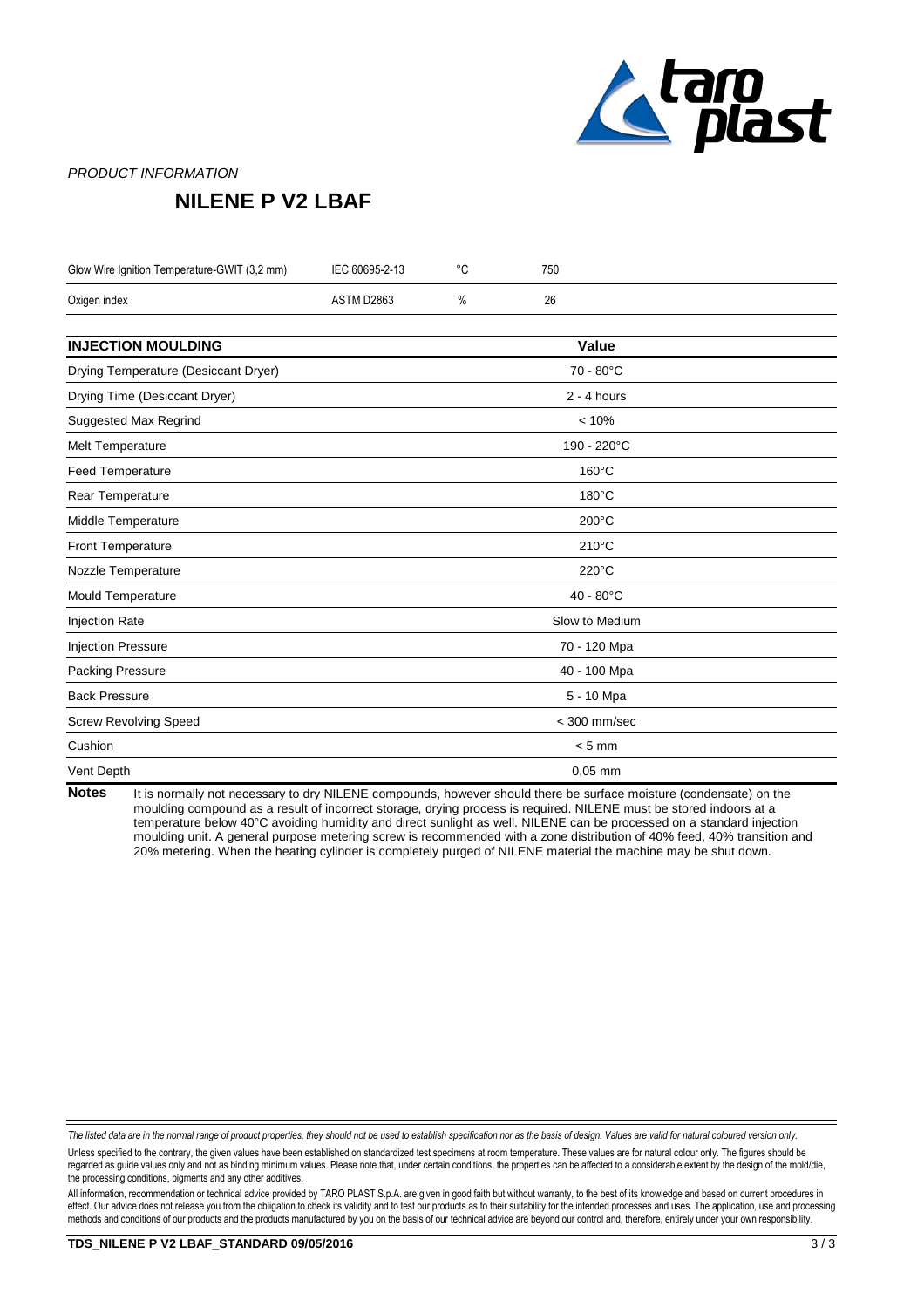*PRODUCT INFORMATION*

# NILENE P V2 LBAF

| | | | |
|---|---|---|---|
| Glow Wire Ignition Temperature-GWIT (3,2 mm) | IEC 60695-2-13 | °C | 750 |
| Oxigen index | ASTM D2863 | % | 26 |

| INJECTION MOULDING | Value |
|---|---|
| Drying Temperature (Desiccant Dryer) | 70 - 80°C |
| Drying Time (Desiccant Dryer) | 2 - 4 hours |
| Suggested Max Regrind | < 10% |
| Melt Temperature | 190 - 220°C |
| Feed Temperature | 160°C |
| Rear Temperature | 180°C |
| Middle Temperature | 200°C |
| Front Temperature | 210°C |
| Nozzle Temperature | 220°C |
| Mould Temperature | 40 - 80°C |
| Injection Rate | Slow to Medium |
| Injection Pressure | 70 - 120 Mpa |
| Packing Pressure | 40 - 100 Mpa |
| Back Pressure | 5 - 10 Mpa |
| Screw Revolving Speed | < 300 mm/sec |
| Cushion | < 5 mm |
| Vent Depth | 0,05 mm |

**Notes** It is normally not necessary to dry NILENE compounds, however should there be surface moisture (condensate) on the moulding compound as a result of incorrect storage, drying process is required. NILENE must be stored indoors at a temperature below 40°C avoiding humidity and direct sunlight as well. NILENE can be processed on a standard injection moulding unit. A general purpose metering screw is recommended with a zone distribution of 40% feed, 40% transition and 20% metering. When the heating cylinder is completely purged of NILENE material the machine may be shut down.

*The listed data are in the normal range of product properties, they should not be used to establish specification nor as the basis of design. Values are valid for natural coloured version only.*

Unless specified to the contrary, the given values have been established on standardized test specimens at room temperature. These values are for natural colour only. The figures should be regarded as guide values only and not as binding minimum values. Please note that, under certain conditions, the properties can be affected to a considerable extent by the design of the mold/die, the processing conditions, pigments and any other additives.

All information, recommendation or technical advice provided by TARO PLAST S.p.A. are given in good faith but without warranty, to the best of its knowledge and based on current procedures in effect. Our advice does not release you from the obligation to check its validity and to test our products as to their suitability for the intended processes and uses. The application, use and processing methods and conditions of our products and the products manufactured by you on the basis of our technical advice are beyond our control and, therefore, entirely under your own responsibility.

**TDS_NILENE P V2 LBAF_STANDARD 09/05/2016**